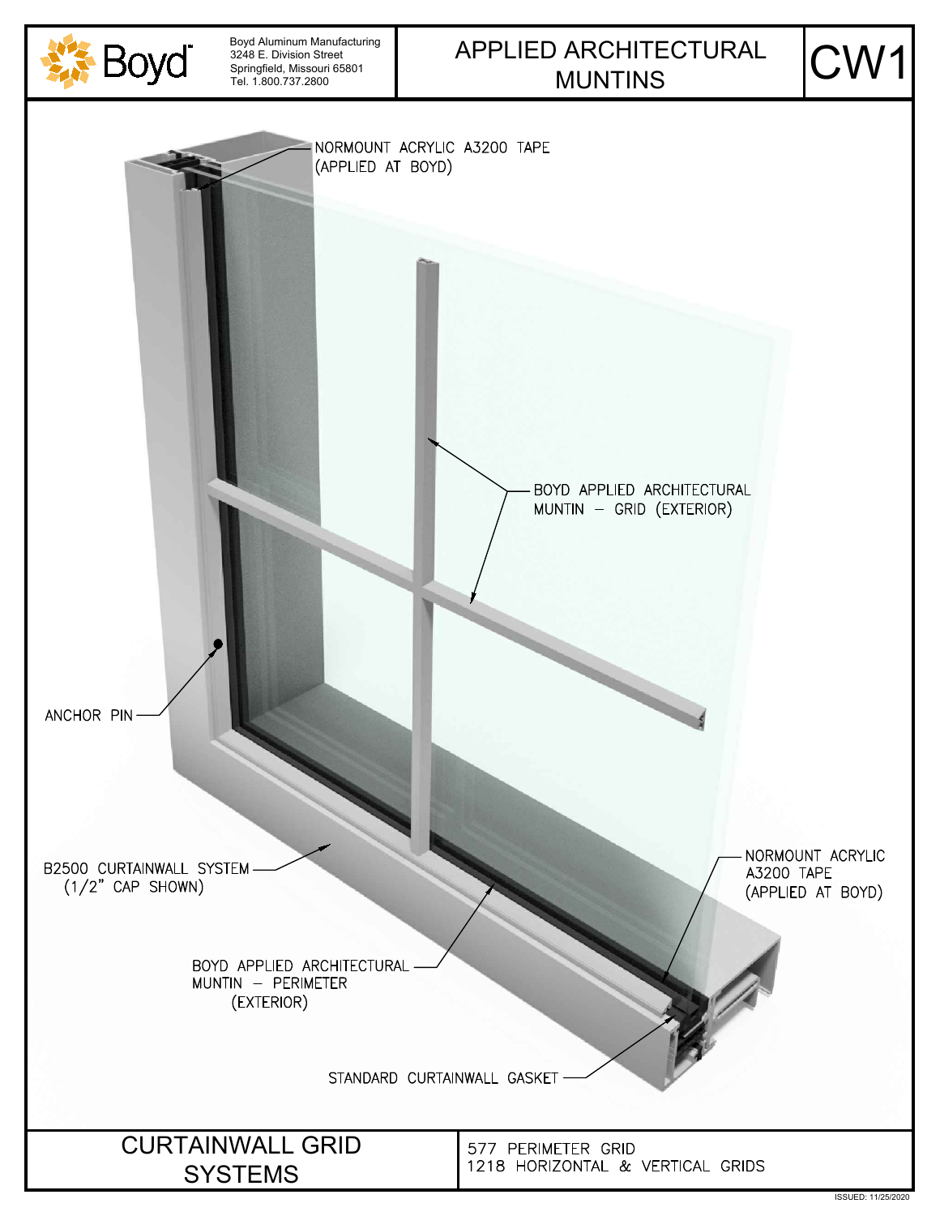Boyd

Boyd Aluminum Manufacturing
3248 E. Division Street
Springfield, Missouri 65801
Tel. 1.800.737.2800

# APPLIED ARCHITECTURAL MUNTINS

CW1

NORMOUNT ACRYLIC A3200 TAPE (APPLIED AT BOYD)

BOYD APPLIED ARCHITECTURAL MUNTIN – GRID (EXTERIOR)

ANCHOR PIN

B2500 CURTAINWALL SYSTEM (1/2" CAP SHOWN)

NORMOUNT ACRYLIC A3200 TAPE (APPLIED AT BOYD)

BOYD APPLIED ARCHITECTURAL MUNTIN – PERIMETER (EXTERIOR)

STANDARD CURTAINWALL GASKET

## CURTAINWALL GRID SYSTEMS

577 PERIMETER GRID
1218 HORIZONTAL & VERTICAL GRIDS

ISSUED: 11/25/2020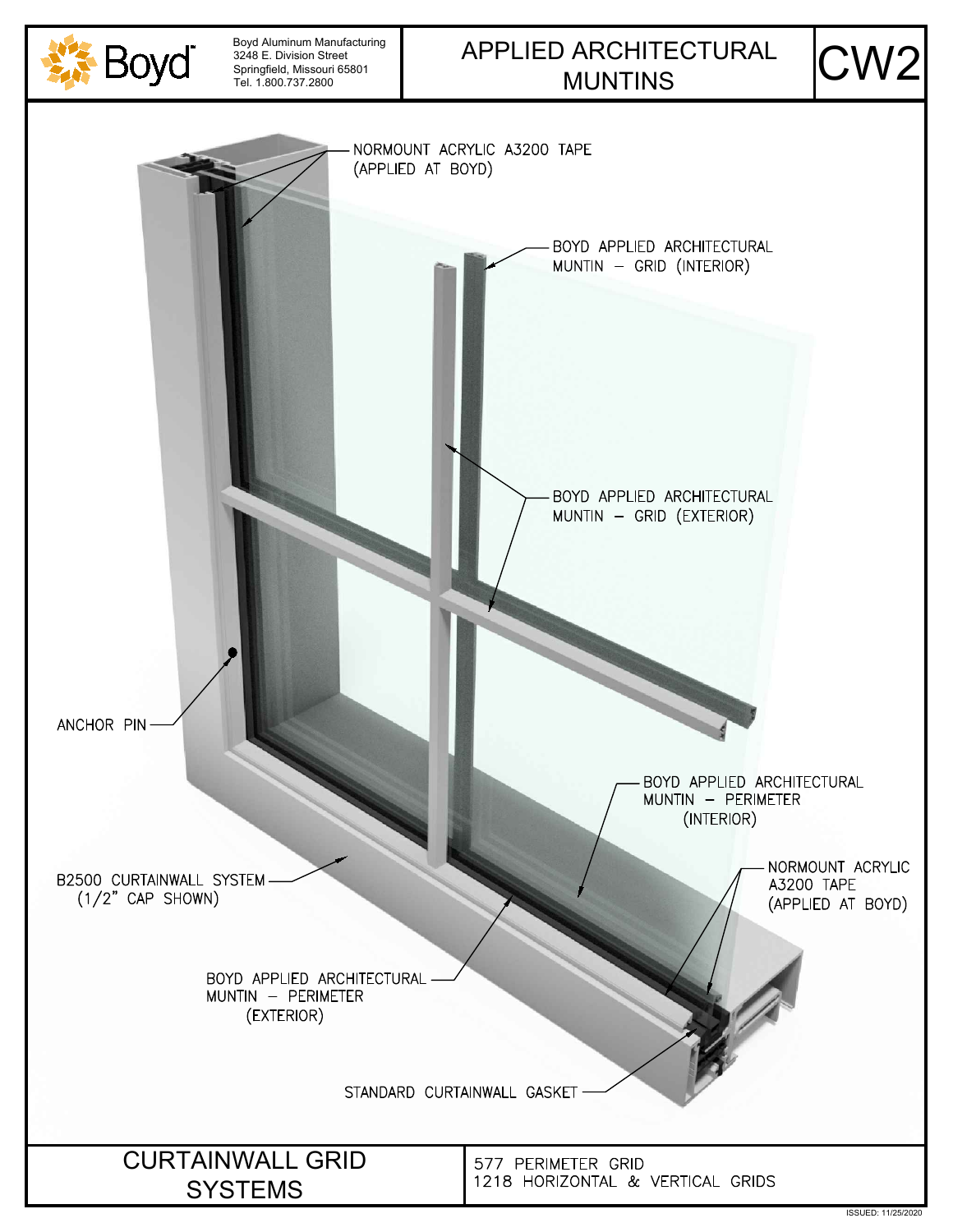Boyd Aluminum Manufacturing
3248 E. Division Street
Springfield, Missouri 65801
Tel. 1.800.737.2800

# APPLIED ARCHITECTURAL MUNTINS

# CW2

NORMOUNT ACRYLIC A3200 TAPE (APPLIED AT BOYD)

BOYD APPLIED ARCHITECTURAL MUNTIN – GRID (INTERIOR)

BOYD APPLIED ARCHITECTURAL MUNTIN – GRID (EXTERIOR)

ANCHOR PIN

BOYD APPLIED ARCHITECTURAL MUNTIN – PERIMETER (INTERIOR)

B2500 CURTAINWALL SYSTEM (1/2" CAP SHOWN)

NORMOUNT ACRYLIC A3200 TAPE (APPLIED AT BOYD)

BOYD APPLIED ARCHITECTURAL MUNTIN – PERIMETER (EXTERIOR)

STANDARD CURTAINWALL GASKET

## CURTAINWALL GRID SYSTEMS

577 PERIMETER GRID
1218 HORIZONTAL & VERTICAL GRIDS

ISSUED: 11/25/2020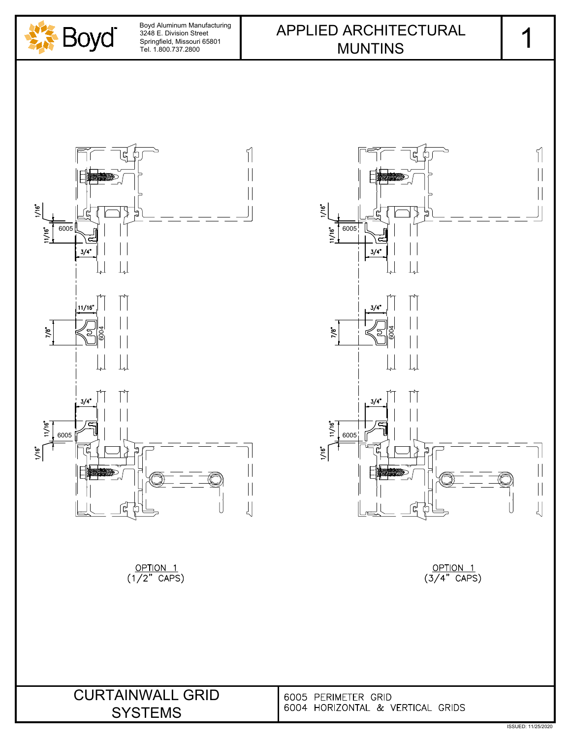Boyd Aluminum Manufacturing
3248 E. Division Street
Springfield, Missouri 65801
Tel. 1.800.737.2800

# APPLIED ARCHITECTURAL MUNTINS

1

1/16" 11/16" 6005 3/4"

11/16" 7/8" 6004

3/4" 11/16" 6005 1/16"

OPTION 1
(1/2" CAPS)

1/16" 11/16" 6005 3/4"

3/4" 7/8" 6004

3/4" 11/16" 6005 1/16"

OPTION 1
(3/4" CAPS)

CURTAINWALL GRID SYSTEMS

6005 PERIMETER GRID
6004 HORIZONTAL & VERTICAL GRIDS

ISSUED: 11/25/2020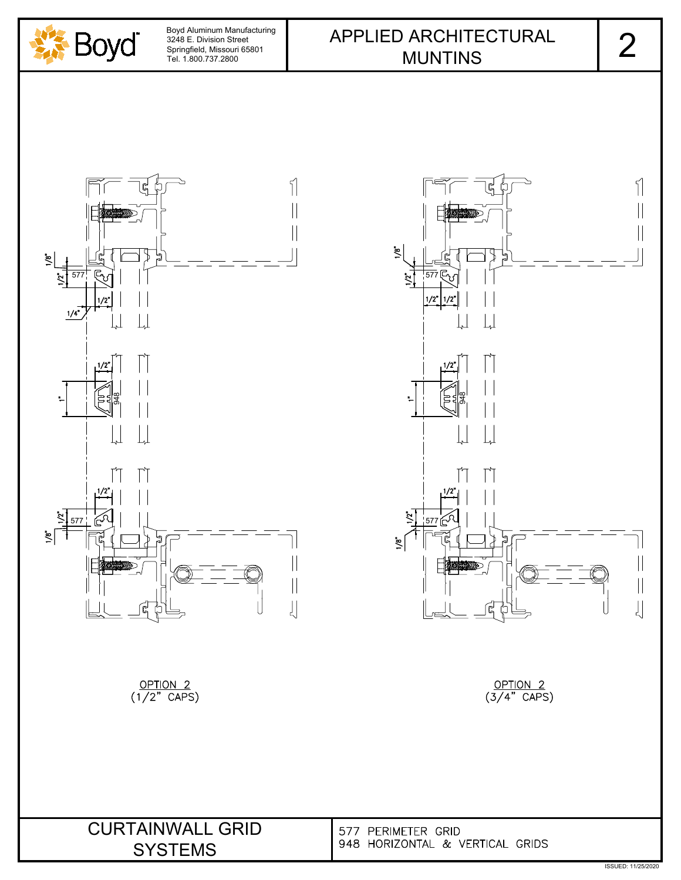Boyd Aluminum Manufacturing
3248 E. Division Street
Springfield, Missouri 65801
Tel. 1.800.737.2800

# APPLIED ARCHITECTURAL MUNTINS

2

1/8" 1/2" 577 1/2" 1/4"

1/2" 1" 948

1/2" 1/2" 577 1/8"

OPTION 2
(1/2" CAPS)

1/8" 1/2" 577 1/2" 1/2"

1/2" 1" 948

1/2" 1/2" 577 1/8"

OPTION 2
(3/4" CAPS)

## CURTAINWALL GRID SYSTEMS

577 PERIMETER GRID
948 HORIZONTAL & VERTICAL GRIDS

ISSUED: 11/25/2020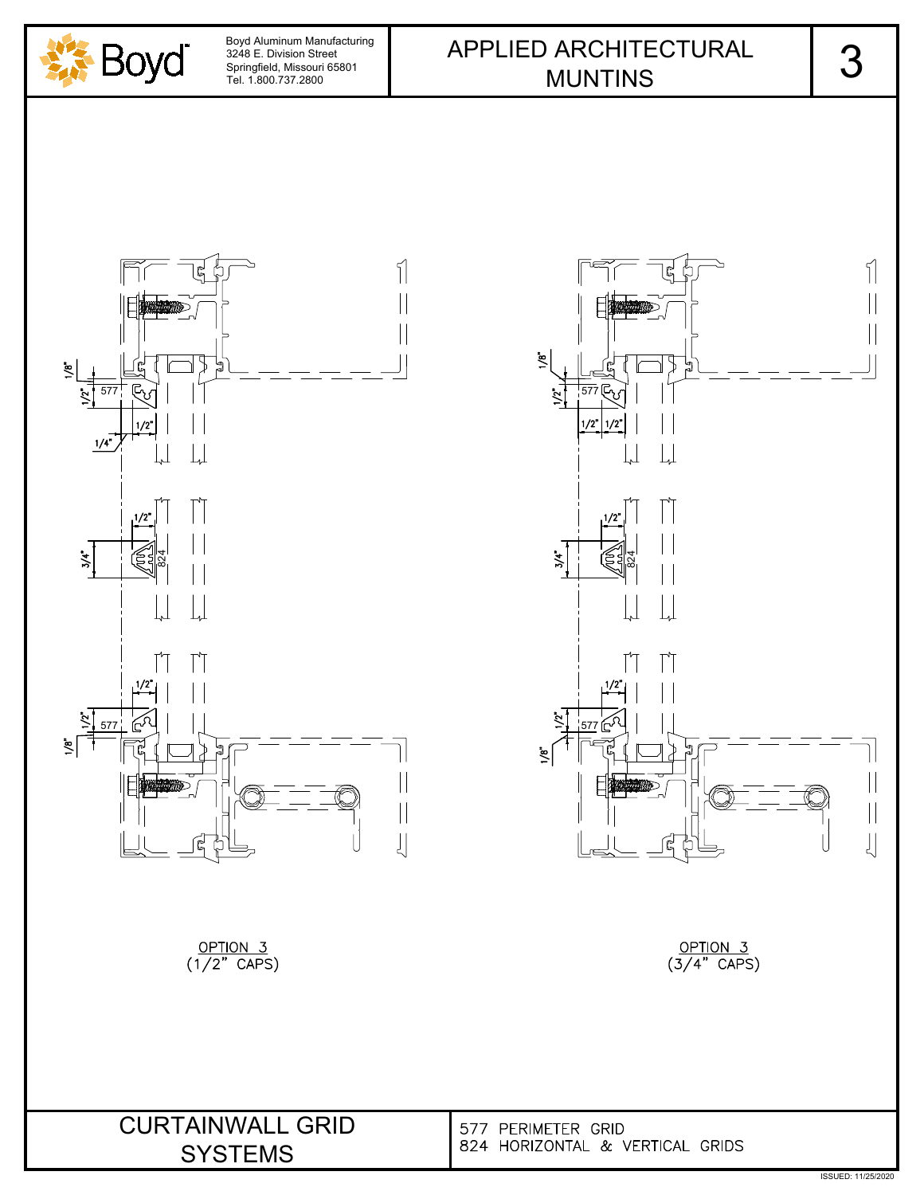Boyd Aluminum Manufacturing
3248 E. Division Street
Springfield, Missouri 65801
Tel. 1.800.737.2800

# APPLIED ARCHITECTURAL MUNTINS

3

1/8"
1/2"
577
1/2"
1/4"

1/2"
3/4"
824

1/2"
1/2"
577
1/8"

OPTION 3
(1/2" CAPS)

1/8"
1/2"
577
1/2" 1/2"

1/2"
3/4"
824

1/2"
1/2"
577
1/8"

OPTION 3
(3/4" CAPS)

## CURTAINWALL GRID SYSTEMS

577 PERIMETER GRID
824 HORIZONTAL & VERTICAL GRIDS

ISSUED: 11/25/2020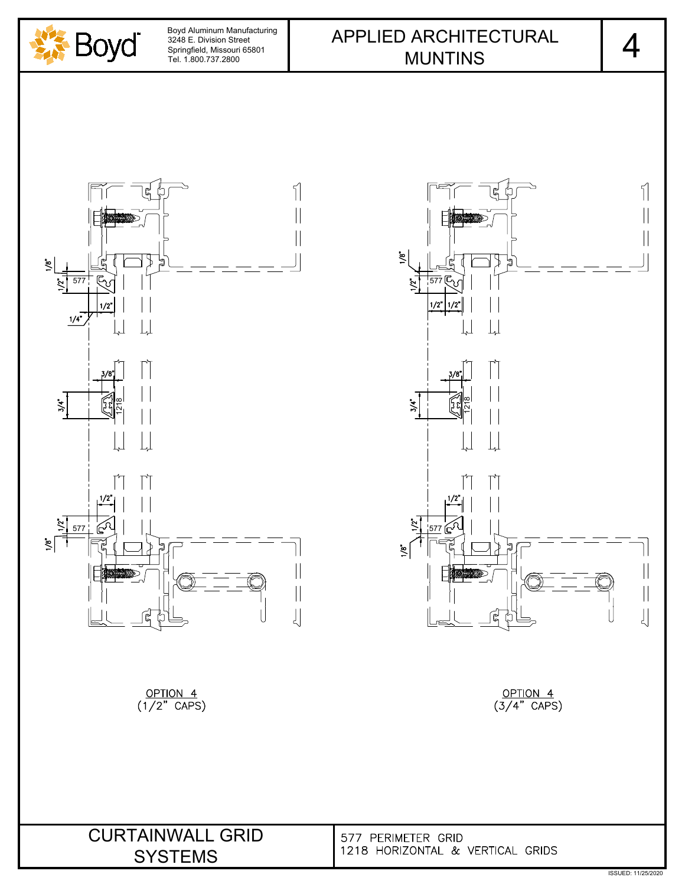Boyd Aluminum Manufacturing
3248 E. Division Street
Springfield, Missouri 65801
Tel. 1.800.737.2800

# APPLIED ARCHITECTURAL MUNTINS

4

1/8"
1/2"
577
1/2"
1/4"

3/8"
3/4"
1218

1/2"
1/2"
577
1/8"

OPTION 4
(1/2" CAPS)

1/8"
1/2"
577
1/2" 1/2"

3/8"
3/4"
1218

1/2"
1/2"
577
1/8"

OPTION 4
(3/4" CAPS)

## CURTAINWALL GRID SYSTEMS

577 PERIMETER GRID
1218 HORIZONTAL & VERTICAL GRIDS

ISSUED: 11/25/2020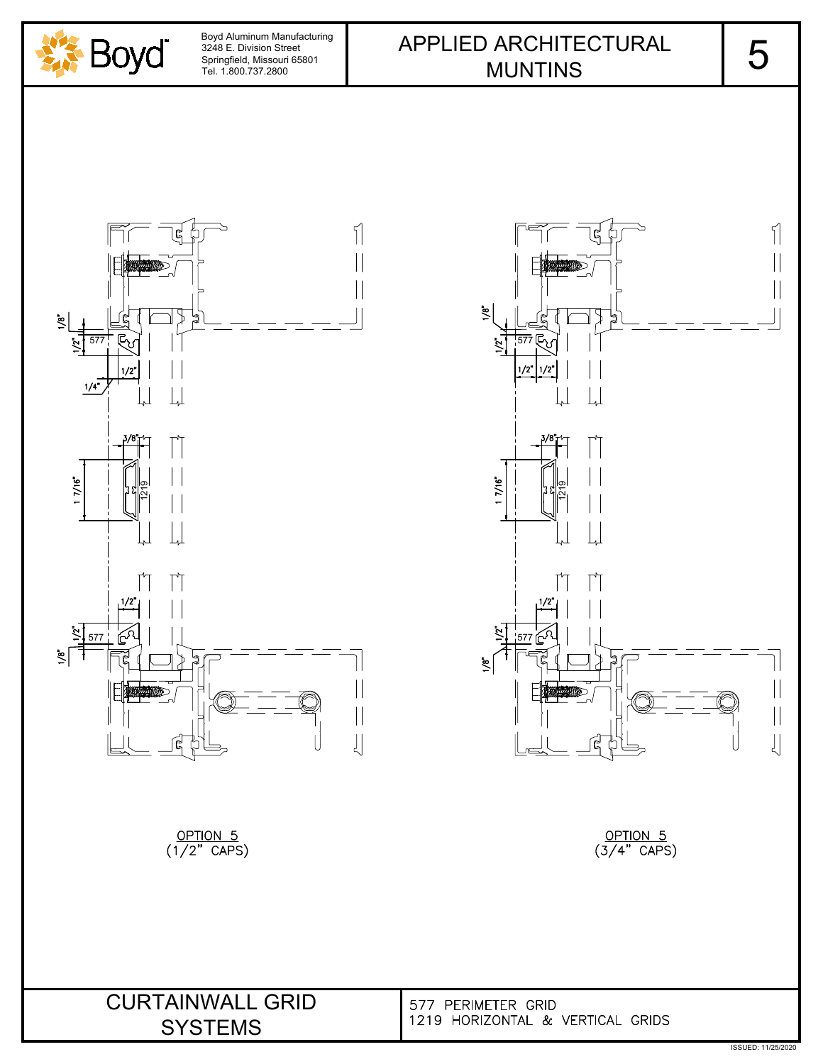Boyd Aluminum Manufacturing
3248 E. Division Street
Springfield, Missouri 65801
Tel. 1.800.737.2800

# APPLIED ARCHITECTURAL MUNTINS

5

1/8"
1/2"
577
1/2"
1/4"
3/8"
1 7/16"
1219
1/2"
1/2"
577
1/8"

OPTION 5
(1/2" CAPS)

1/8"
1/2"
577
1/2"
1/2"
3/8"
1 7/16"
1219
1/2"
1/2"
577
1/8"

OPTION 5
(3/4" CAPS)

CURTAINWALL GRID SYSTEMS

577 PERIMETER GRID
1219 HORIZONTAL & VERTICAL GRIDS

ISSUED: 11/25/2020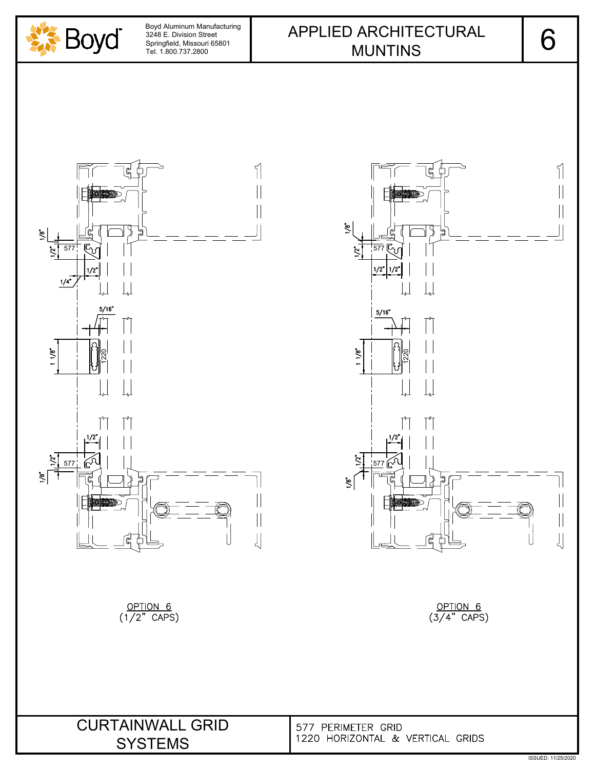Boyd Aluminum Manufacturing
3248 E. Division Street
Springfield, Missouri 65801
Tel. 1.800.737.2800

# APPLIED ARCHITECTURAL MUNTINS

6

1/8"
1/2"
577
1/2"
1/4"
5/16"
1 1/8"
1220
1/2"
1/2"
577
1/8"

OPTION 6
(1/2" CAPS)

1/8"
1/2"
577
1/2" 1/2"
5/16"
1 1/8"
1220
1/2"
1/2"
577
1/8"

OPTION 6
(3/4" CAPS)

CURTAINWALL GRID SYSTEMS

577 PERIMETER GRID
1220 HORIZONTAL & VERTICAL GRIDS

ISSUED: 11/25/2020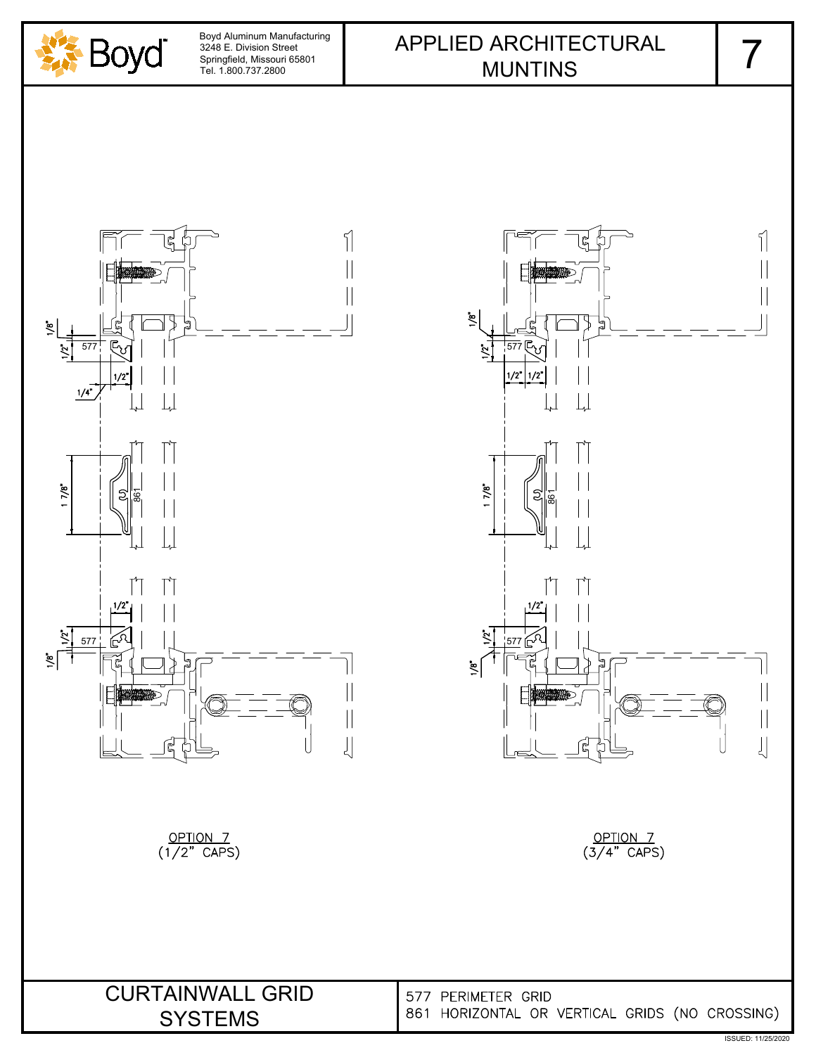Boyd Aluminum Manufacturing
3248 E. Division Street
Springfield, Missouri 65801
Tel. 1.800.737.2800

# APPLIED ARCHITECTURAL MUNTINS

7

1/8" 1/2" 577 1/2" 1/4"

1 7/8" 861

1/2" 1/2" 577 1/8"

OPTION 7
(1/2" CAPS)

1/8" 1/2" 577 1/2" 1/2"

1 7/8" 861

1/2" 1/2" 577 1/8"

OPTION 7
(3/4" CAPS)

## CURTAINWALL GRID SYSTEMS

577 PERIMETER GRID
861 HORIZONTAL OR VERTICAL GRIDS (NO CROSSING)

ISSUED: 11/25/2020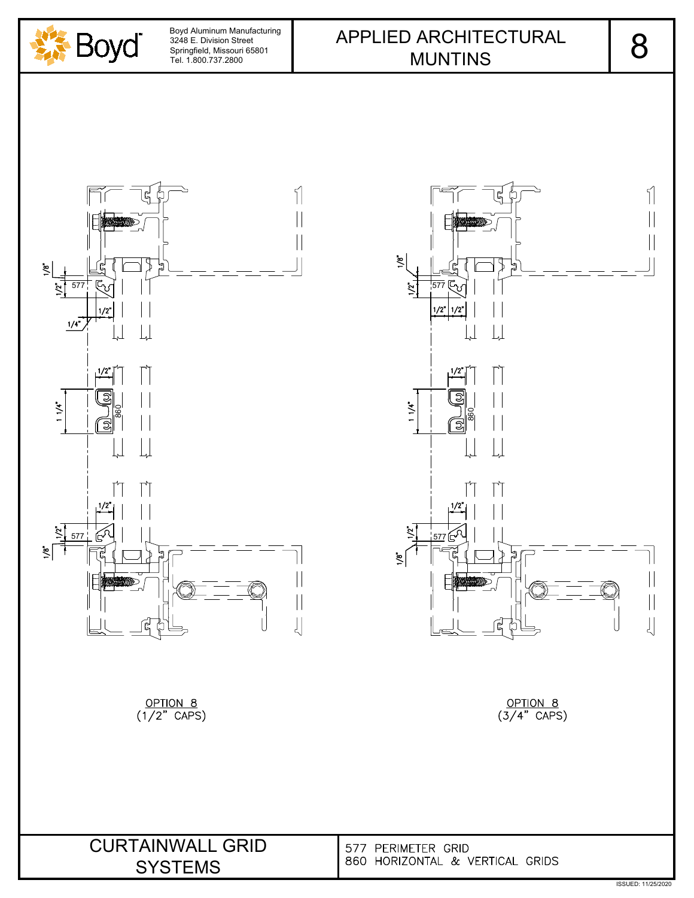Boyd Aluminum Manufacturing
3248 E. Division Street
Springfield, Missouri 65801
Tel. 1.800.737.2800

# APPLIED ARCHITECTURAL MUNTINS

8

1/8"
1/2"
577
1/2"
1/4"
1/2"
1 1/4"
860
1/2"
1/2"
577
1/8"

OPTION 8
(1/2" CAPS)

1/8"
1/2"
577
1/2" 1/2"
1/2"
1 1/4"
860
1/2"
1/2"
577
1/8"

OPTION 8
(3/4" CAPS)

CURTAINWALL GRID SYSTEMS

577 PERIMETER GRID
860 HORIZONTAL & VERTICAL GRIDS

ISSUED: 11/25/2020